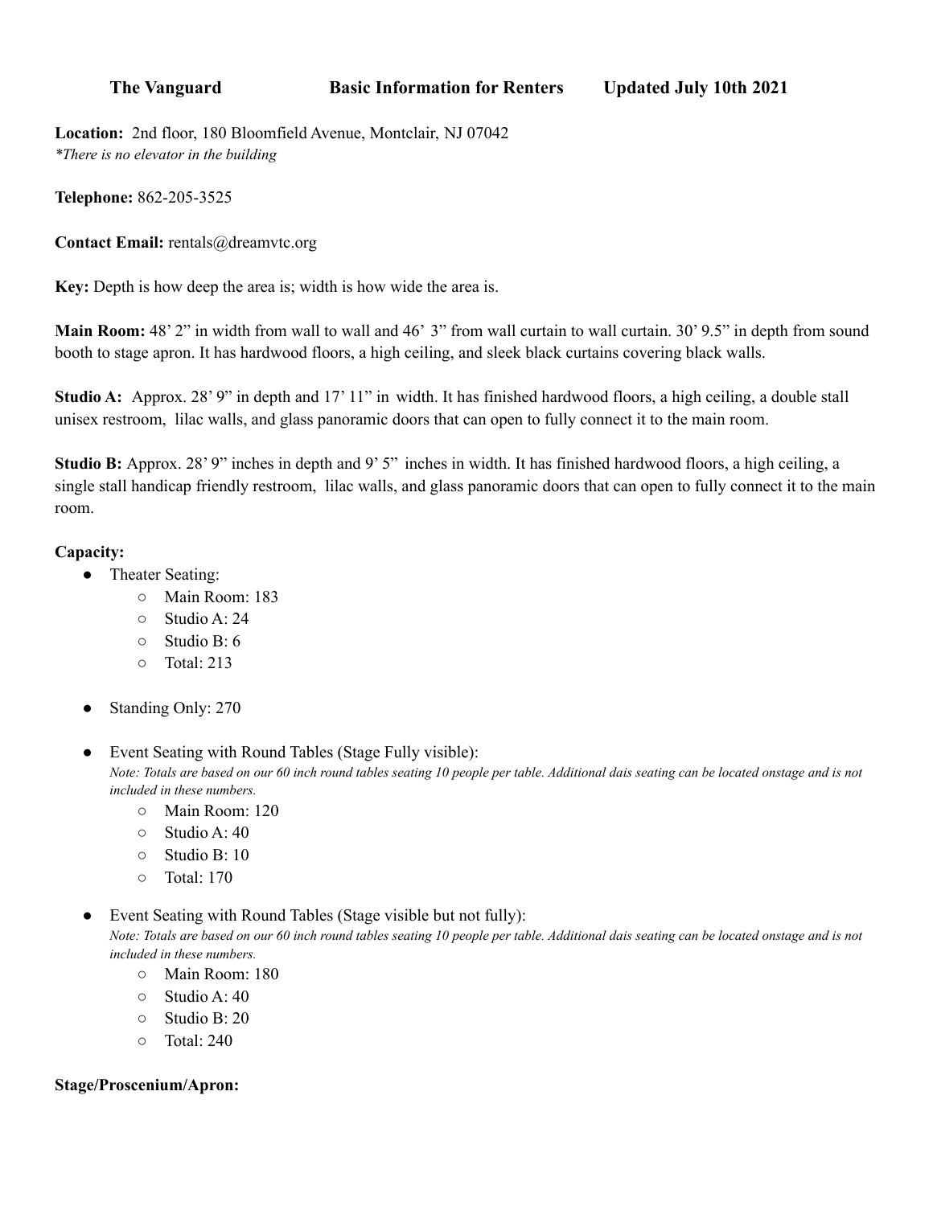**The Vanguard** **Basic Information for Renters** **Updated July 10th 2021**

**Location:** 2nd floor, 180 Bloomfield Avenue, Montclair, NJ 07042
*\*There is no elevator in the building*

**Telephone:** 862-205-3525

**Contact Email:** rentals@dreamvtc.org

**Key:** Depth is how deep the area is; width is how wide the area is.

**Main Room:** 48' 2" in width from wall to wall and 46' 3" from wall curtain to wall curtain. 30' 9.5" in depth from sound booth to stage apron. It has hardwood floors, a high ceiling, and sleek black curtains covering black walls.

**Studio A:** Approx. 28' 9" in depth and 17' 11" in width. It has finished hardwood floors, a high ceiling, a double stall unisex restroom, lilac walls, and glass panoramic doors that can open to fully connect it to the main room.

**Studio B:** Approx. 28' 9" inches in depth and 9' 5" inches in width. It has finished hardwood floors, a high ceiling, a single stall handicap friendly restroom, lilac walls, and glass panoramic doors that can open to fully connect it to the main room.

**Capacity:**

- Theater Seating:
  - Main Room: 183
  - Studio A: 24
  - Studio B: 6
  - Total: 213

- Standing Only: 270

- Event Seating with Round Tables (Stage Fully visible):
  *Note: Totals are based on our 60 inch round tables seating 10 people per table. Additional dais seating can be located onstage and is not included in these numbers.*
  - Main Room: 120
  - Studio A: 40
  - Studio B: 10
  - Total: 170

- Event Seating with Round Tables (Stage visible but not fully):
  *Note: Totals are based on our 60 inch round tables seating 10 people per table. Additional dais seating can be located onstage and is not included in these numbers.*
  - Main Room: 180
  - Studio A: 40
  - Studio B: 20
  - Total: 240

**Stage/Proscenium/Apron:**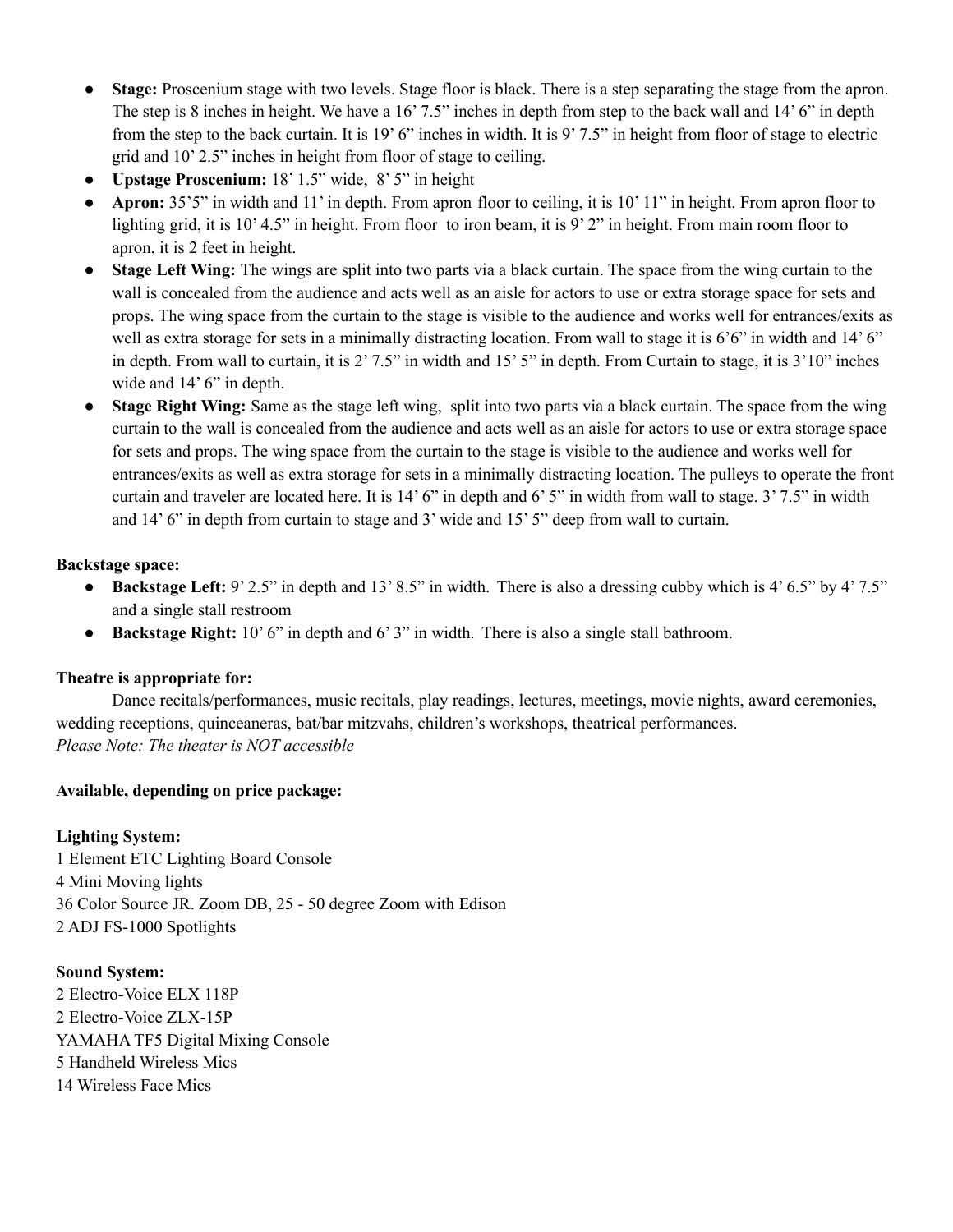- **Stage:** Proscenium stage with two levels. Stage floor is black. There is a step separating the stage from the apron. The step is 8 inches in height. We have a 16' 7.5" inches in depth from step to the back wall and 14' 6" in depth from the step to the back curtain. It is 19' 6" inches in width. It is 9' 7.5" in height from floor of stage to electric grid and 10' 2.5" inches in height from floor of stage to ceiling.
- **Upstage Proscenium:** 18' 1.5" wide, 8' 5" in height
- **Apron:** 35'5" in width and 11' in depth. From apron floor to ceiling, it is 10' 11" in height. From apron floor to lighting grid, it is 10' 4.5" in height. From floor to iron beam, it is 9' 2" in height. From main room floor to apron, it is 2 feet in height.
- **Stage Left Wing:** The wings are split into two parts via a black curtain. The space from the wing curtain to the wall is concealed from the audience and acts well as an aisle for actors to use or extra storage space for sets and props. The wing space from the curtain to the stage is visible to the audience and works well for entrances/exits as well as extra storage for sets in a minimally distracting location. From wall to stage it is 6'6" in width and 14' 6" in depth. From wall to curtain, it is 2' 7.5" in width and 15' 5" in depth. From Curtain to stage, it is 3'10" inches wide and 14' 6" in depth.
- **Stage Right Wing:** Same as the stage left wing, split into two parts via a black curtain. The space from the wing curtain to the wall is concealed from the audience and acts well as an aisle for actors to use or extra storage space for sets and props. The wing space from the curtain to the stage is visible to the audience and works well for entrances/exits as well as extra storage for sets in a minimally distracting location. The pulleys to operate the front curtain and traveler are located here. It is 14' 6" in depth and 6' 5" in width from wall to stage. 3' 7.5" in width and 14' 6" in depth from curtain to stage and 3' wide and 15' 5" deep from wall to curtain.

**Backstage space:**

- **Backstage Left:** 9' 2.5" in depth and 13' 8.5" in width. There is also a dressing cubby which is 4' 6.5" by 4' 7.5" and a single stall restroom
- **Backstage Right:** 10' 6" in depth and 6' 3" in width. There is also a single stall bathroom.

**Theatre is appropriate for:**

Dance recitals/performances, music recitals, play readings, lectures, meetings, movie nights, award ceremonies, wedding receptions, quinceaneras, bat/bar mitzvahs, children's workshops, theatrical performances.
*Please Note: The theater is NOT accessible*

**Available, depending on price package:**

**Lighting System:**
1 Element ETC Lighting Board Console
4 Mini Moving lights
36 Color Source JR. Zoom DB, 25 - 50 degree Zoom with Edison
2 ADJ FS-1000 Spotlights

**Sound System:**
2 Electro-Voice ELX 118P
2 Electro-Voice ZLX-15P
YAMAHA TF5 Digital Mixing Console
5 Handheld Wireless Mics
14 Wireless Face Mics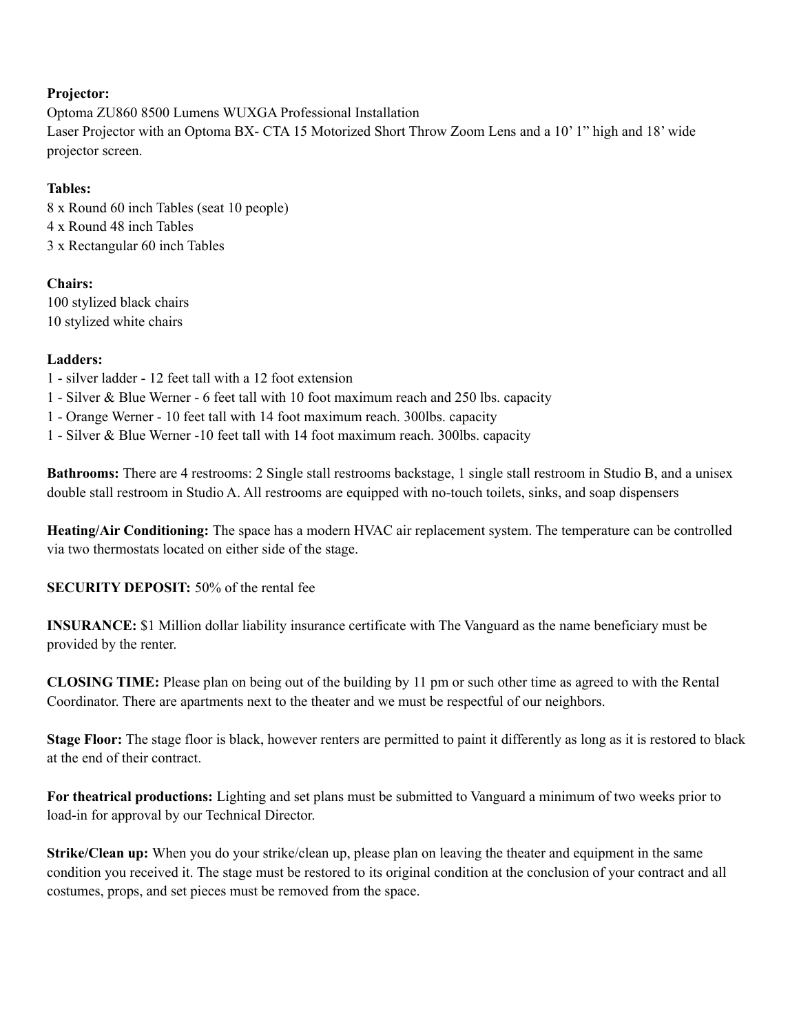**Projector:**
Optoma ZU860 8500 Lumens WUXGA Professional Installation
Laser Projector with an Optoma BX- CTA 15 Motorized Short Throw Zoom Lens and a 10' 1" high and 18' wide projector screen.

**Tables:**
8 x Round 60 inch Tables (seat 10 people)
4 x Round 48 inch Tables
3 x Rectangular 60 inch Tables

**Chairs:**
100 stylized black chairs
10 stylized white chairs

**Ladders:**
1 - silver ladder - 12 feet tall with a 12 foot extension
1 - Silver & Blue Werner - 6 feet tall with 10 foot maximum reach and 250 lbs. capacity
1 - Orange Werner - 10 feet tall with 14 foot maximum reach. 300lbs. capacity
1 - Silver & Blue Werner -10 feet tall with 14 foot maximum reach. 300lbs. capacity

**Bathrooms:** There are 4 restrooms: 2 Single stall restrooms backstage, 1 single stall restroom in Studio B, and a unisex double stall restroom in Studio A. All restrooms are equipped with no-touch toilets, sinks, and soap dispensers

**Heating/Air Conditioning:** The space has a modern HVAC air replacement system. The temperature can be controlled via two thermostats located on either side of the stage.

**SECURITY DEPOSIT:** 50% of the rental fee

**INSURANCE:** $1 Million dollar liability insurance certificate with The Vanguard as the name beneficiary must be provided by the renter.

**CLOSING TIME:** Please plan on being out of the building by 11 pm or such other time as agreed to with the Rental Coordinator. There are apartments next to the theater and we must be respectful of our neighbors.

**Stage Floor:** The stage floor is black, however renters are permitted to paint it differently as long as it is restored to black at the end of their contract.

**For theatrical productions:** Lighting and set plans must be submitted to Vanguard a minimum of two weeks prior to load-in for approval by our Technical Director.

**Strike/Clean up:** When you do your strike/clean up, please plan on leaving the theater and equipment in the same condition you received it. The stage must be restored to its original condition at the conclusion of your contract and all costumes, props, and set pieces must be removed from the space.